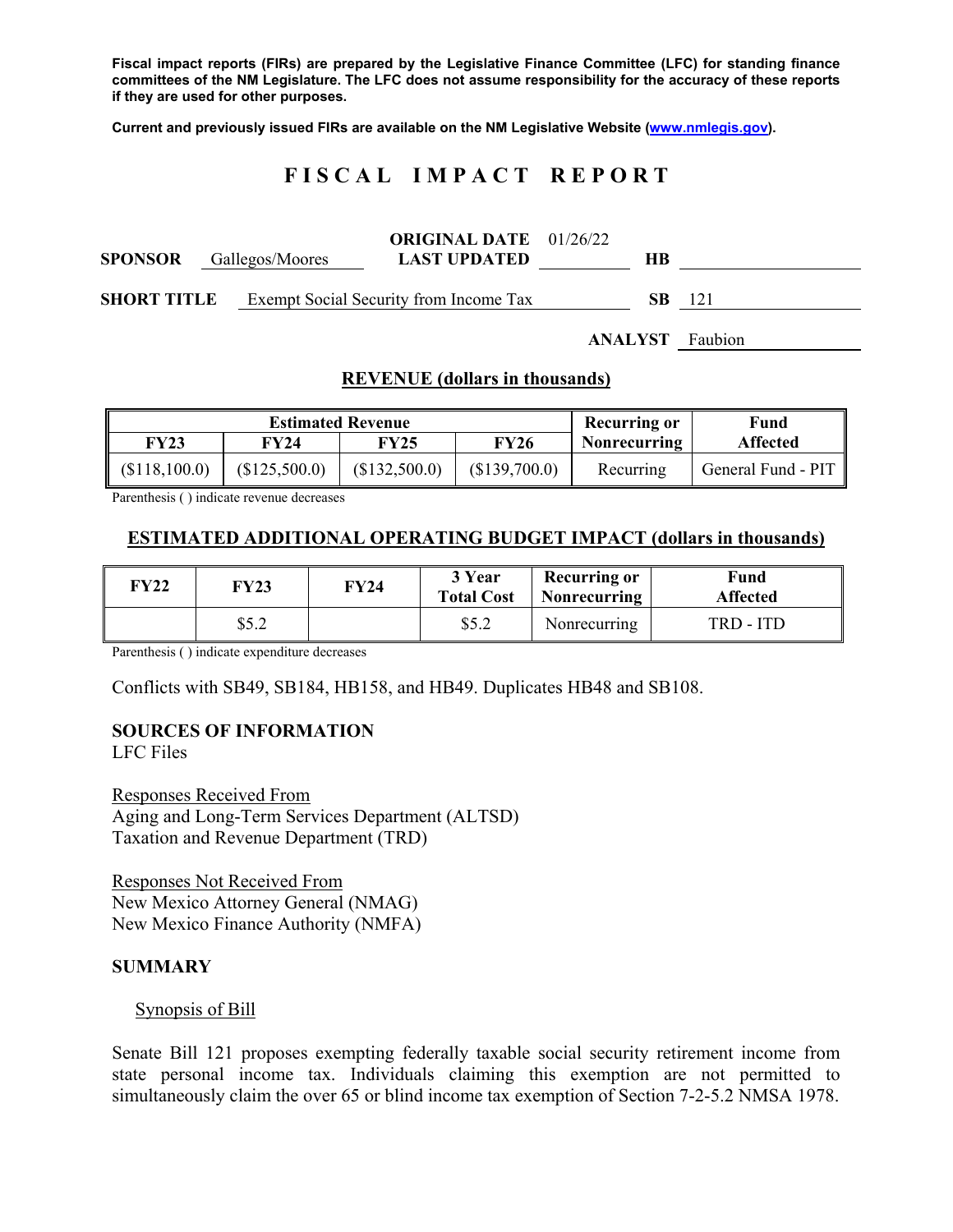**Fiscal impact reports (FIRs) are prepared by the Legislative Finance Committee (LFC) for standing finance committees of the NM Legislature. The LFC does not assume responsibility for the accuracy of these reports if they are used for other purposes.**

**Current and previously issued FIRs are available on the NM Legislative Website ([www.nmlegis.gov](www.nmlegis.gov)).**

# FISCAL IMPACT REPORT

| | | | | | |
|---|---|---|---|---|---|
| **SPONSOR** | Gallegos/Moores | **ORIGINAL DATE** / **LAST UPDATED** | 01/26/22 | **HB** | |
| **SHORT TITLE** | Exempt Social Security from Income Tax | | | **SB** | 121 |
| | | | | **ANALYST** | Faubion |

## REVENUE (dollars in thousands)

| Estimated Revenue | | | | Recurring or Nonrecurring | Fund Affected |
|---|---|---|---|---|---|
| **FY23** | **FY24** | **FY25** | **FY26** | | |
| ($118,100.0) | ($125,500.0) | ($132,500.0) | ($139,700.0) | Recurring | General Fund - PIT |

Parenthesis ( ) indicate revenue decreases

## ESTIMATED ADDITIONAL OPERATING BUDGET IMPACT (dollars in thousands)

| FY22 | FY23 | FY24 | 3 Year Total Cost | Recurring or Nonrecurring | Fund Affected |
|---|---|---|---|---|---|
| | $5.2 | | $5.2 | Nonrecurring | TRD - ITD |

Parenthesis ( ) indicate expenditure decreases

Conflicts with SB49, SB184, HB158, and HB49. Duplicates HB48 and SB108.

**SOURCES OF INFORMATION**
LFC Files

Responses Received From
Aging and Long-Term Services Department (ALTSD)
Taxation and Revenue Department (TRD)

Responses Not Received From
New Mexico Attorney General (NMAG)
New Mexico Finance Authority (NMFA)

**SUMMARY**

Synopsis of Bill

Senate Bill 121 proposes exempting federally taxable social security retirement income from state personal income tax. Individuals claiming this exemption are not permitted to simultaneously claim the over 65 or blind income tax exemption of Section 7-2-5.2 NMSA 1978.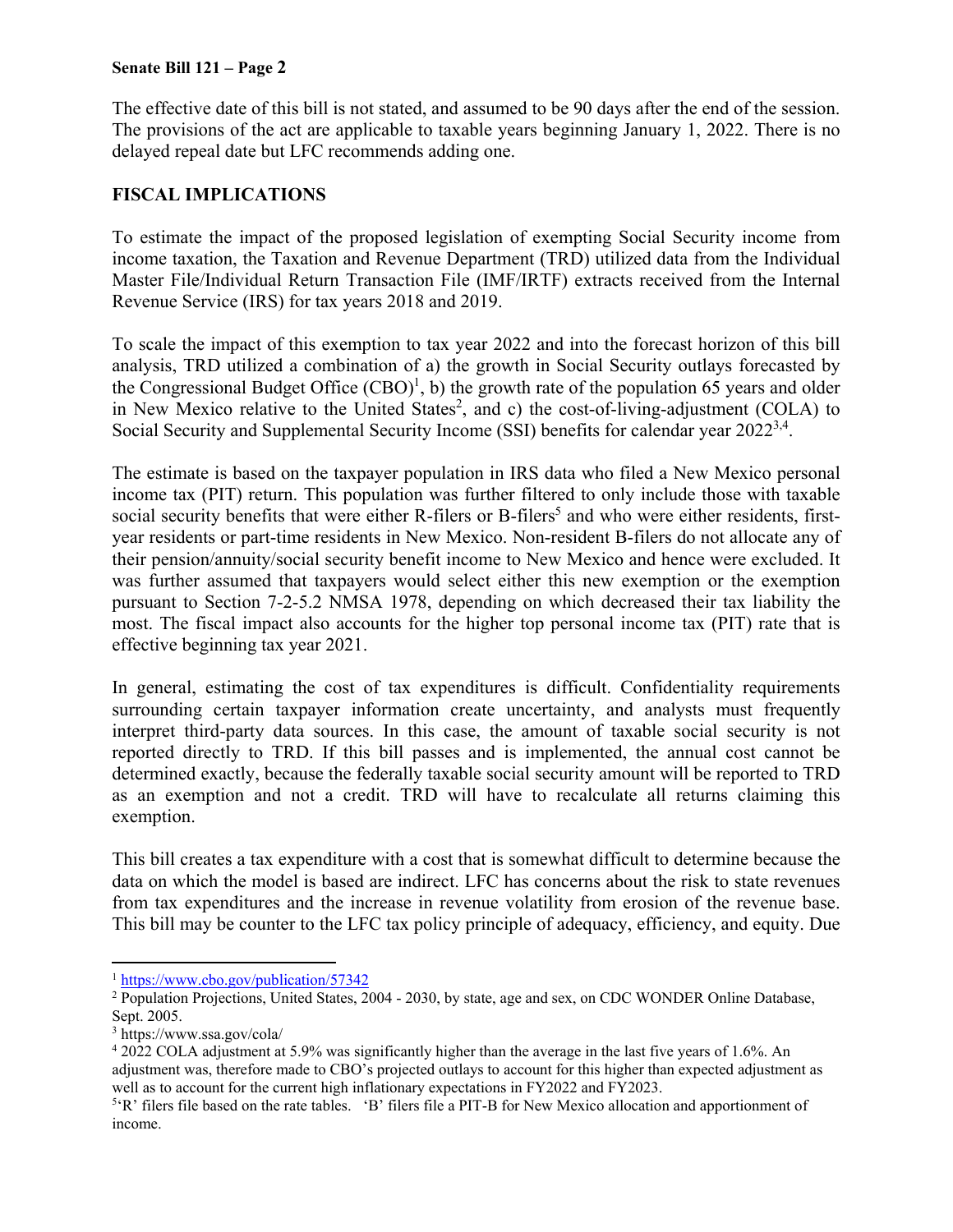The effective date of this bill is not stated, and assumed to be 90 days after the end of the session. The provisions of the act are applicable to taxable years beginning January 1, 2022. There is no delayed repeal date but LFC recommends adding one.

## FISCAL IMPLICATIONS

To estimate the impact of the proposed legislation of exempting Social Security income from income taxation, the Taxation and Revenue Department (TRD) utilized data from the Individual Master File/Individual Return Transaction File (IMF/IRTF) extracts received from the Internal Revenue Service (IRS) for tax years 2018 and 2019.

To scale the impact of this exemption to tax year 2022 and into the forecast horizon of this bill analysis, TRD utilized a combination of a) the growth in Social Security outlays forecasted by the Congressional Budget Office (CBO)[1], b) the growth rate of the population 65 years and older in New Mexico relative to the United States[2], and c) the cost-of-living-adjustment (COLA) to Social Security and Supplemental Security Income (SSI) benefits for calendar year 2022[3,4].

The estimate is based on the taxpayer population in IRS data who filed a New Mexico personal income tax (PIT) return. This population was further filtered to only include those with taxable social security benefits that were either R-filers or B-filers[5] and who were either residents, first-year residents or part-time residents in New Mexico. Non-resident B-filers do not allocate any of their pension/annuity/social security benefit income to New Mexico and hence were excluded. It was further assumed that taxpayers would select either this new exemption or the exemption pursuant to Section 7-2-5.2 NMSA 1978, depending on which decreased their tax liability the most. The fiscal impact also accounts for the higher top personal income tax (PIT) rate that is effective beginning tax year 2021.

In general, estimating the cost of tax expenditures is difficult. Confidentiality requirements surrounding certain taxpayer information create uncertainty, and analysts must frequently interpret third-party data sources. In this case, the amount of taxable social security is not reported directly to TRD. If this bill passes and is implemented, the annual cost cannot be determined exactly, because the federally taxable social security amount will be reported to TRD as an exemption and not a credit. TRD will have to recalculate all returns claiming this exemption.

This bill creates a tax expenditure with a cost that is somewhat difficult to determine because the data on which the model is based are indirect. LFC has concerns about the risk to state revenues from tax expenditures and the increase in revenue volatility from erosion of the revenue base. This bill may be counter to the LFC tax policy principle of adequacy, efficiency, and equity. Due

---

[1] https://www.cbo.gov/publication/57342

[2] Population Projections, United States, 2004 - 2030, by state, age and sex, on CDC WONDER Online Database, Sept. 2005.

[3] https://www.ssa.gov/cola/

[4] 2022 COLA adjustment at 5.9% was significantly higher than the average in the last five years of 1.6%. An adjustment was, therefore made to CBO's projected outlays to account for this higher than expected adjustment as well as to account for the current high inflationary expectations in FY2022 and FY2023.

[5] 'R' filers file based on the rate tables. 'B' filers file a PIT-B for New Mexico allocation and apportionment of income.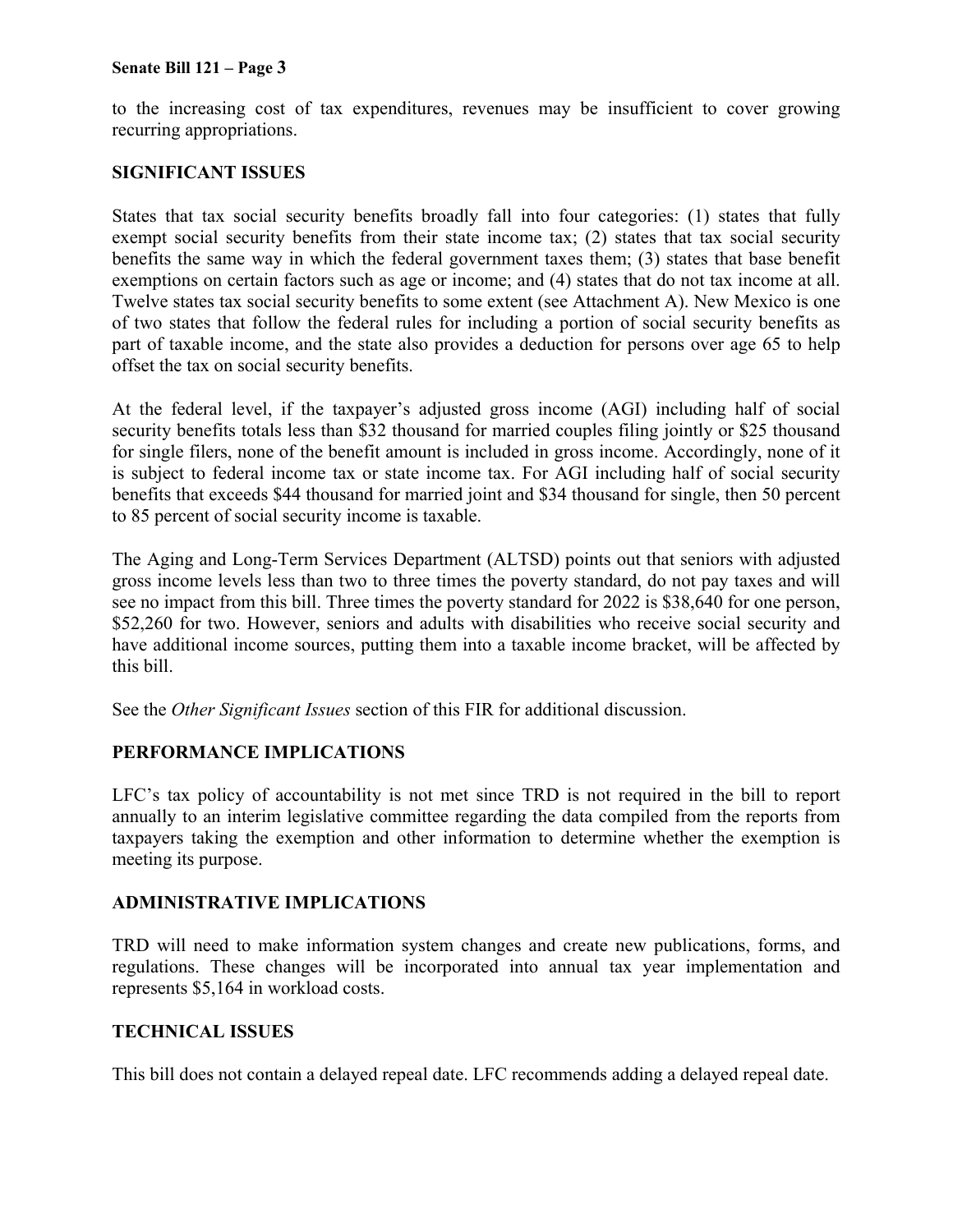to the increasing cost of tax expenditures, revenues may be insufficient to cover growing recurring appropriations.

## SIGNIFICANT ISSUES

States that tax social security benefits broadly fall into four categories: (1) states that fully exempt social security benefits from their state income tax; (2) states that tax social security benefits the same way in which the federal government taxes them; (3) states that base benefit exemptions on certain factors such as age or income; and (4) states that do not tax income at all. Twelve states tax social security benefits to some extent (see Attachment A). New Mexico is one of two states that follow the federal rules for including a portion of social security benefits as part of taxable income, and the state also provides a deduction for persons over age 65 to help offset the tax on social security benefits.

At the federal level, if the taxpayer's adjusted gross income (AGI) including half of social security benefits totals less than $32 thousand for married couples filing jointly or $25 thousand for single filers, none of the benefit amount is included in gross income. Accordingly, none of it is subject to federal income tax or state income tax. For AGI including half of social security benefits that exceeds $44 thousand for married joint and $34 thousand for single, then 50 percent to 85 percent of social security income is taxable.

The Aging and Long-Term Services Department (ALTSD) points out that seniors with adjusted gross income levels less than two to three times the poverty standard, do not pay taxes and will see no impact from this bill. Three times the poverty standard for 2022 is $38,640 for one person, $52,260 for two. However, seniors and adults with disabilities who receive social security and have additional income sources, putting them into a taxable income bracket, will be affected by this bill.

See the *Other Significant Issues* section of this FIR for additional discussion.

## PERFORMANCE IMPLICATIONS

LFC's tax policy of accountability is not met since TRD is not required in the bill to report annually to an interim legislative committee regarding the data compiled from the reports from taxpayers taking the exemption and other information to determine whether the exemption is meeting its purpose.

## ADMINISTRATIVE IMPLICATIONS

TRD will need to make information system changes and create new publications, forms, and regulations. These changes will be incorporated into annual tax year implementation and represents $5,164 in workload costs.

## TECHNICAL ISSUES

This bill does not contain a delayed repeal date. LFC recommends adding a delayed repeal date.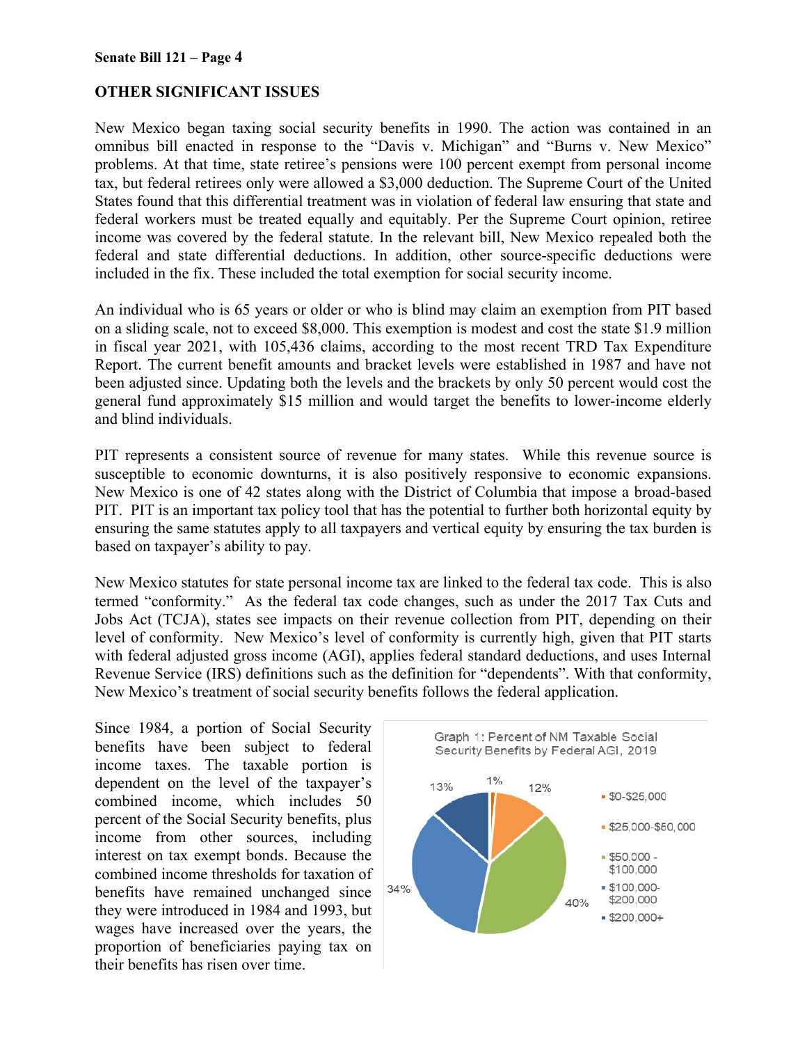## OTHER SIGNIFICANT ISSUES

New Mexico began taxing social security benefits in 1990. The action was contained in an omnibus bill enacted in response to the "Davis v. Michigan" and "Burns v. New Mexico" problems. At that time, state retiree's pensions were 100 percent exempt from personal income tax, but federal retirees only were allowed a $3,000 deduction. The Supreme Court of the United States found that this differential treatment was in violation of federal law ensuring that state and federal workers must be treated equally and equitably. Per the Supreme Court opinion, retiree income was covered by the federal statute. In the relevant bill, New Mexico repealed both the federal and state differential deductions. In addition, other source-specific deductions were included in the fix. These included the total exemption for social security income.

An individual who is 65 years or older or who is blind may claim an exemption from PIT based on a sliding scale, not to exceed $8,000. This exemption is modest and cost the state $1.9 million in fiscal year 2021, with 105,436 claims, according to the most recent TRD Tax Expenditure Report. The current benefit amounts and bracket levels were established in 1987 and have not been adjusted since. Updating both the levels and the brackets by only 50 percent would cost the general fund approximately $15 million and would target the benefits to lower-income elderly and blind individuals.

PIT represents a consistent source of revenue for many states. While this revenue source is susceptible to economic downturns, it is also positively responsive to economic expansions. New Mexico is one of 42 states along with the District of Columbia that impose a broad-based PIT. PIT is an important tax policy tool that has the potential to further both horizontal equity by ensuring the same statutes apply to all taxpayers and vertical equity by ensuring the tax burden is based on taxpayer's ability to pay.

New Mexico statutes for state personal income tax are linked to the federal tax code. This is also termed "conformity." As the federal tax code changes, such as under the 2017 Tax Cuts and Jobs Act (TCJA), states see impacts on their revenue collection from PIT, depending on their level of conformity. New Mexico's level of conformity is currently high, given that PIT starts with federal adjusted gross income (AGI), applies federal standard deductions, and uses Internal Revenue Service (IRS) definitions such as the definition for "dependents". With that conformity, New Mexico's treatment of social security benefits follows the federal application.

Since 1984, a portion of Social Security benefits have been subject to federal income taxes. The taxable portion is dependent on the level of the taxpayer's combined income, which includes 50 percent of the Social Security benefits, plus income from other sources, including interest on tax exempt bonds. Because the combined income thresholds for taxation of benefits have remained unchanged since they were introduced in 1984 and 1993, but wages have increased over the years, the proportion of beneficiaries paying tax on their benefits has risen over time.

Graph 1: Percent of NM Taxable Social Security Benefits by Federal AGI, 2019

| Federal AGI | Percent |
|---|---|
| $0-$25,000 | 1% |
| $25,000-$50,000 | 12% |
| $50,000 - $100,000 | 40% |
| $100,000-$200,000 | 34% |
| $200,000+ | 13% |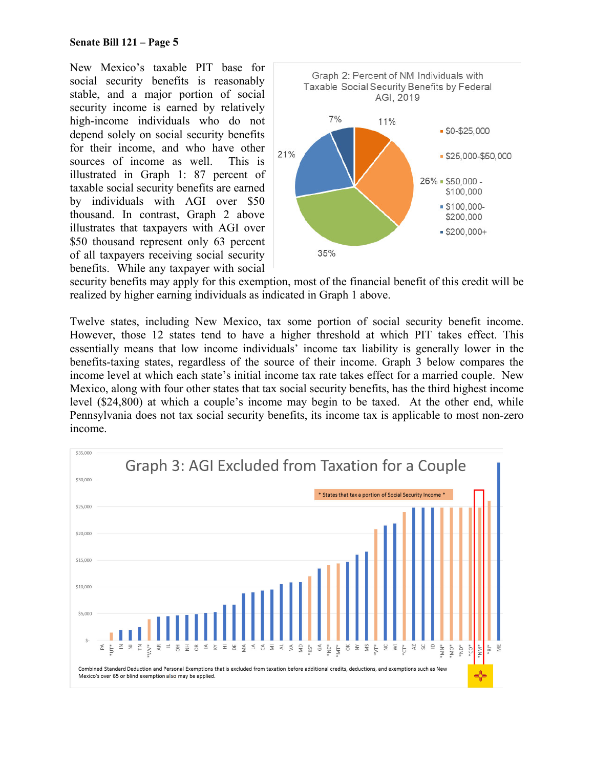New Mexico's taxable PIT base for social security benefits is reasonably stable, and a major portion of social security income is earned by relatively high-income individuals who do not depend solely on social security benefits for their income, and who have other sources of income as well. This is illustrated in Graph 1: 87 percent of taxable social security benefits are earned by individuals with AGI over $50 thousand. In contrast, Graph 2 above illustrates that taxpayers with AGI over $50 thousand represent only 63 percent of all taxpayers receiving social security benefits. While any taxpayer with social security benefits may apply for this exemption, most of the financial benefit of this credit will be realized by higher earning individuals as indicated in Graph 1 above.

**Graph 2: Percent of NM Individuals with Taxable Social Security Benefits by Federal AGI, 2019**

| Federal AGI | Percent |
|---|---|
| $0-$25,000 | 11% |
| $25,000-$50,000 | 26% |
| $50,000 - $100,000 | 35% |
| $100,000-$200,000 | 21% |
| $200,000+ | 7% |

Twelve states, including New Mexico, tax some portion of social security benefit income. However, those 12 states tend to have a higher threshold at which PIT takes effect. This essentially means that low income individuals' income tax liability is generally lower in the benefits-taxing states, regardless of the source of their income. Graph 3 below compares the income level at which each state's initial income tax rate takes effect for a married couple. New Mexico, along with four other states that tax social security benefits, has the third highest income level ($24,800) at which a couple's income may begin to be taxed. At the other end, while Pennsylvania does not tax social security benefits, its income tax is applicable to most non-zero income.

**Graph 3: AGI Excluded from Taxation for a Couple**

\* States that tax a portion of Social Security Income \*

States shown (left to right): PA, \*UT\*, IN, NJ, TN, \*WV\*, AR, IL, OH, NH, OR, IA, KY, HI, DE, MA, LA, CA, MI, AL, VA, MD, \*KS\*, GA, \*NE\*, \*MT\*, OK, NY, MS, \*VT\*, NC, WI, \*CT\*, AZ, SC, ID, \*MN\*, \*MO\*, \*ND\*, \*CO\*, \*NM\*, \*RI\*, ME

Combined Standard Deduction and Personal Exemptions that is excluded from taxation before additional credits, deductions, and exemptions such as New Mexico's over 65 or blind exemption also may be applied.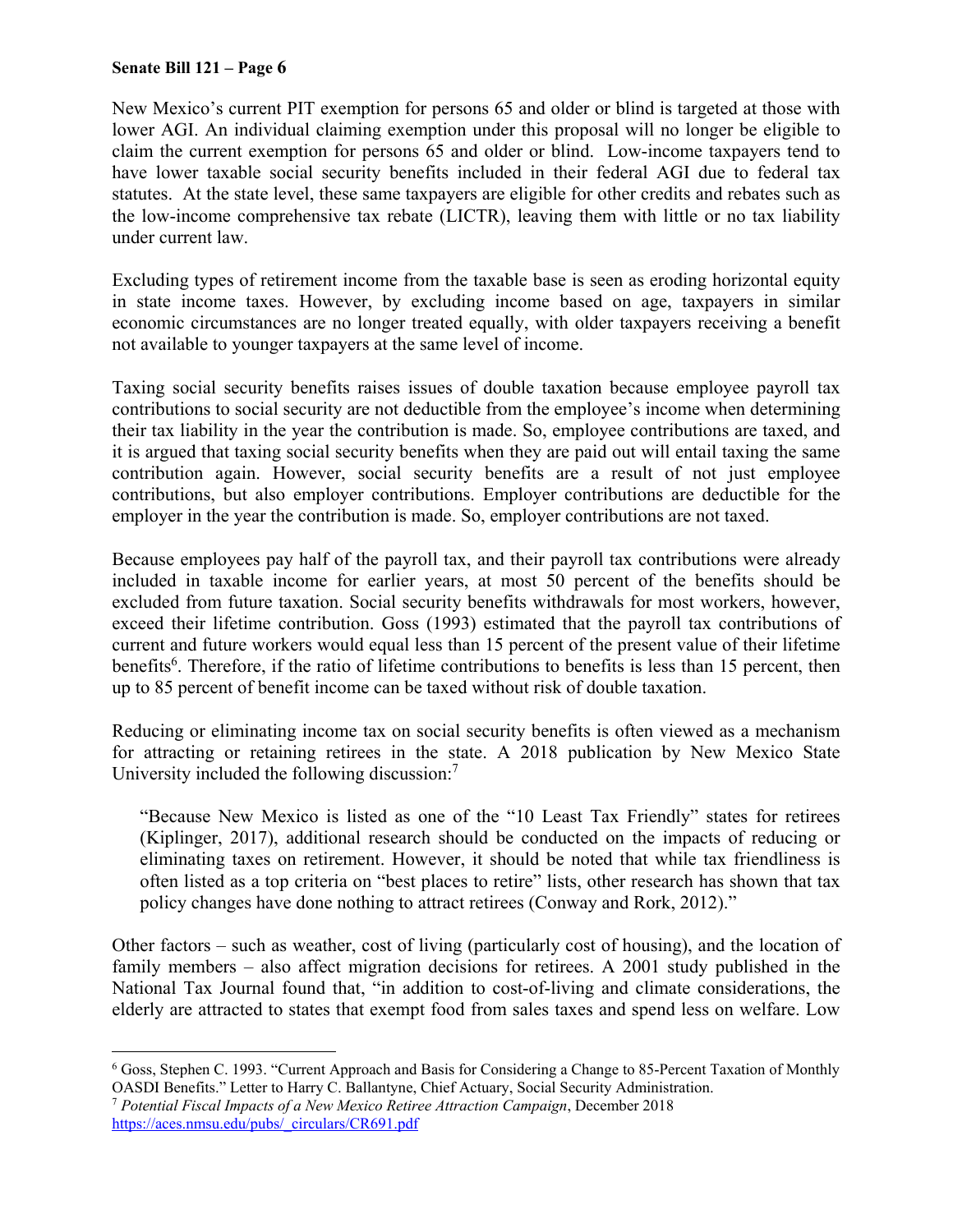New Mexico's current PIT exemption for persons 65 and older or blind is targeted at those with lower AGI. An individual claiming exemption under this proposal will no longer be eligible to claim the current exemption for persons 65 and older or blind. Low-income taxpayers tend to have lower taxable social security benefits included in their federal AGI due to federal tax statutes. At the state level, these same taxpayers are eligible for other credits and rebates such as the low-income comprehensive tax rebate (LICTR), leaving them with little or no tax liability under current law.

Excluding types of retirement income from the taxable base is seen as eroding horizontal equity in state income taxes. However, by excluding income based on age, taxpayers in similar economic circumstances are no longer treated equally, with older taxpayers receiving a benefit not available to younger taxpayers at the same level of income.

Taxing social security benefits raises issues of double taxation because employee payroll tax contributions to social security are not deductible from the employee's income when determining their tax liability in the year the contribution is made. So, employee contributions are taxed, and it is argued that taxing social security benefits when they are paid out will entail taxing the same contribution again. However, social security benefits are a result of not just employee contributions, but also employer contributions. Employer contributions are deductible for the employer in the year the contribution is made. So, employer contributions are not taxed.

Because employees pay half of the payroll tax, and their payroll tax contributions were already included in taxable income for earlier years, at most 50 percent of the benefits should be excluded from future taxation. Social security benefits withdrawals for most workers, however, exceed their lifetime contribution. Goss (1993) estimated that the payroll tax contributions of current and future workers would equal less than 15 percent of the present value of their lifetime benefits[6]. Therefore, if the ratio of lifetime contributions to benefits is less than 15 percent, then up to 85 percent of benefit income can be taxed without risk of double taxation.

Reducing or eliminating income tax on social security benefits is often viewed as a mechanism for attracting or retaining retirees in the state. A 2018 publication by New Mexico State University included the following discussion:[7]

> "Because New Mexico is listed as one of the "10 Least Tax Friendly" states for retirees (Kiplinger, 2017), additional research should be conducted on the impacts of reducing or eliminating taxes on retirement. However, it should be noted that while tax friendliness is often listed as a top criteria on "best places to retire" lists, other research has shown that tax policy changes have done nothing to attract retirees (Conway and Rork, 2012)."

Other factors – such as weather, cost of living (particularly cost of housing), and the location of family members – also affect migration decisions for retirees. A 2001 study published in the National Tax Journal found that, "in addition to cost-of-living and climate considerations, the elderly are attracted to states that exempt food from sales taxes and spend less on welfare. Low

---

[6] Goss, Stephen C. 1993. "Current Approach and Basis for Considering a Change to 85-Percent Taxation of Monthly OASDI Benefits." Letter to Harry C. Ballantyne, Chief Actuary, Social Security Administration.

[7] *Potential Fiscal Impacts of a New Mexico Retiree Attraction Campaign*, December 2018 https://aces.nmsu.edu/pubs/_circulars/CR691.pdf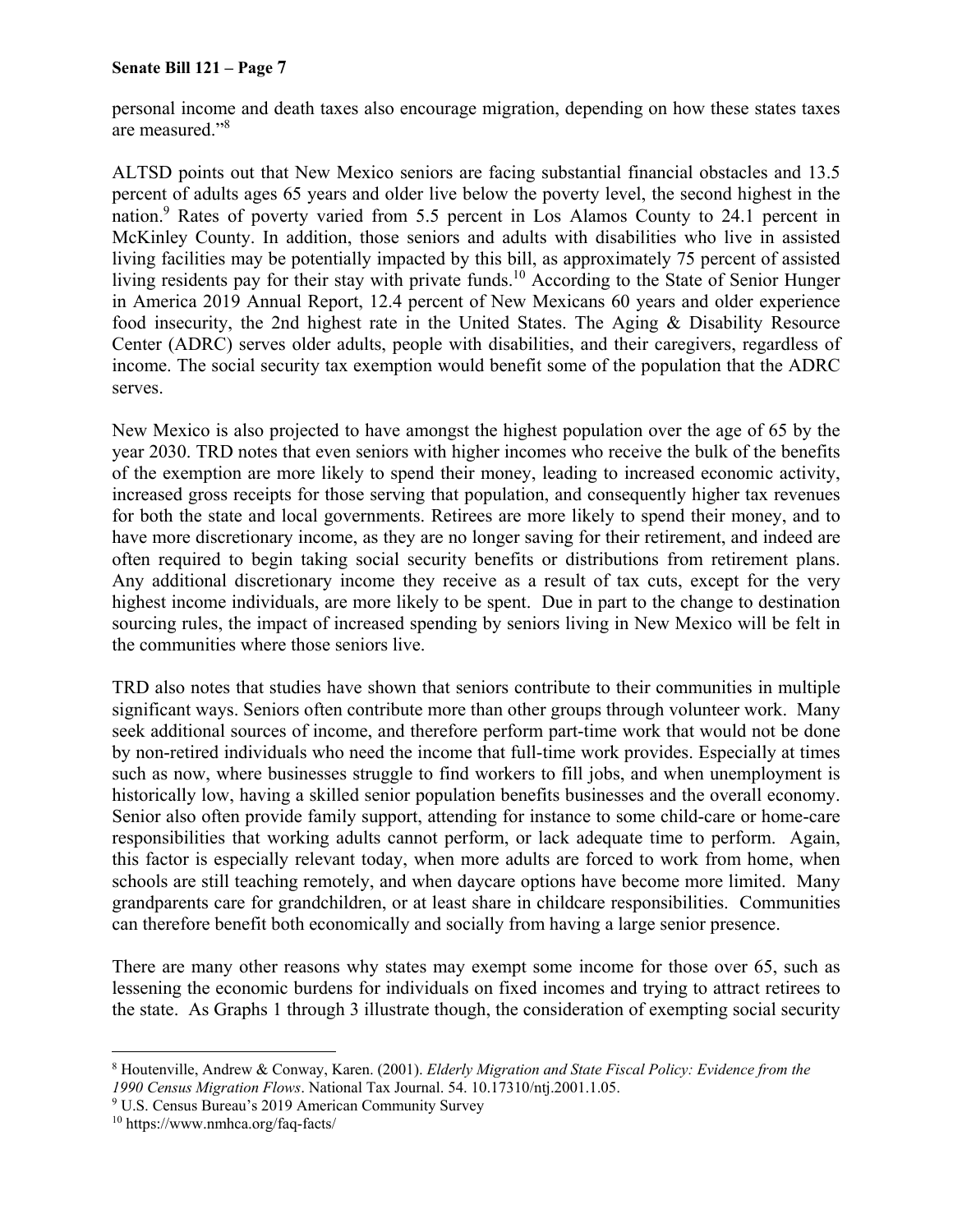personal income and death taxes also encourage migration, depending on how these states taxes are measured."[8]

ALTSD points out that New Mexico seniors are facing substantial financial obstacles and 13.5 percent of adults ages 65 years and older live below the poverty level, the second highest in the nation.[9] Rates of poverty varied from 5.5 percent in Los Alamos County to 24.1 percent in McKinley County. In addition, those seniors and adults with disabilities who live in assisted living facilities may be potentially impacted by this bill, as approximately 75 percent of assisted living residents pay for their stay with private funds.[10] According to the State of Senior Hunger in America 2019 Annual Report, 12.4 percent of New Mexicans 60 years and older experience food insecurity, the 2nd highest rate in the United States. The Aging & Disability Resource Center (ADRC) serves older adults, people with disabilities, and their caregivers, regardless of income. The social security tax exemption would benefit some of the population that the ADRC serves.

New Mexico is also projected to have amongst the highest population over the age of 65 by the year 2030. TRD notes that even seniors with higher incomes who receive the bulk of the benefits of the exemption are more likely to spend their money, leading to increased economic activity, increased gross receipts for those serving that population, and consequently higher tax revenues for both the state and local governments. Retirees are more likely to spend their money, and to have more discretionary income, as they are no longer saving for their retirement, and indeed are often required to begin taking social security benefits or distributions from retirement plans. Any additional discretionary income they receive as a result of tax cuts, except for the very highest income individuals, are more likely to be spent. Due in part to the change to destination sourcing rules, the impact of increased spending by seniors living in New Mexico will be felt in the communities where those seniors live.

TRD also notes that studies have shown that seniors contribute to their communities in multiple significant ways. Seniors often contribute more than other groups through volunteer work. Many seek additional sources of income, and therefore perform part-time work that would not be done by non-retired individuals who need the income that full-time work provides. Especially at times such as now, where businesses struggle to find workers to fill jobs, and when unemployment is historically low, having a skilled senior population benefits businesses and the overall economy. Senior also often provide family support, attending for instance to some child-care or home-care responsibilities that working adults cannot perform, or lack adequate time to perform. Again, this factor is especially relevant today, when more adults are forced to work from home, when schools are still teaching remotely, and when daycare options have become more limited. Many grandparents care for grandchildren, or at least share in childcare responsibilities. Communities can therefore benefit both economically and socially from having a large senior presence.

There are many other reasons why states may exempt some income for those over 65, such as lessening the economic burdens for individuals on fixed incomes and trying to attract retirees to the state. As Graphs 1 through 3 illustrate though, the consideration of exempting social security

---

[8] Houtenville, Andrew & Conway, Karen. (2001). *Elderly Migration and State Fiscal Policy: Evidence from the 1990 Census Migration Flows*. National Tax Journal. 54. 10.17310/ntj.2001.1.05.

[9] U.S. Census Bureau's 2019 American Community Survey

[10] https://www.nmhca.org/faq-facts/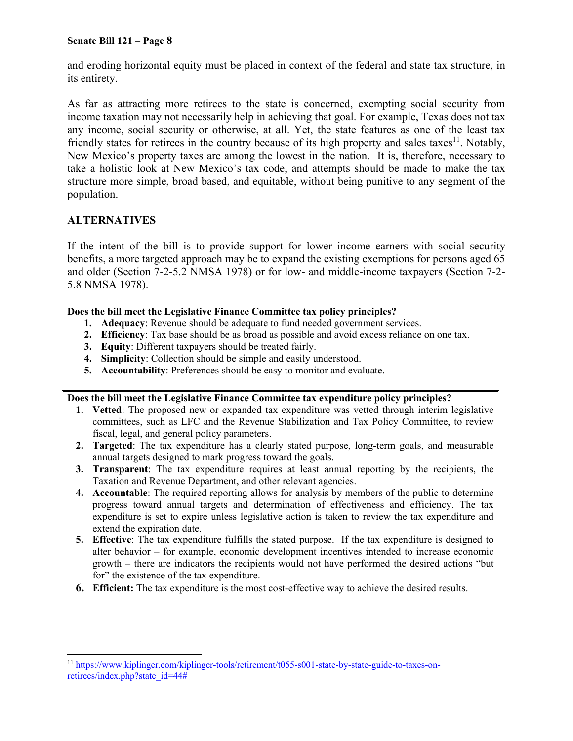and eroding horizontal equity must be placed in context of the federal and state tax structure, in its entirety.

As far as attracting more retirees to the state is concerned, exempting social security from income taxation may not necessarily help in achieving that goal. For example, Texas does not tax any income, social security or otherwise, at all. Yet, the state features as one of the least tax friendly states for retirees in the country because of its high property and sales taxes[11]. Notably, New Mexico's property taxes are among the lowest in the nation. It is, therefore, necessary to take a holistic look at New Mexico's tax code, and attempts should be made to make the tax structure more simple, broad based, and equitable, without being punitive to any segment of the population.

**ALTERNATIVES**

If the intent of the bill is to provide support for lower income earners with social security benefits, a more targeted approach may be to expand the existing exemptions for persons aged 65 and older (Section 7-2-5.2 NMSA 1978) or for low- and middle-income taxpayers (Section 7-2-5.8 NMSA 1978).

**Does the bill meet the Legislative Finance Committee tax policy principles?**

1. **Adequacy**: Revenue should be adequate to fund needed government services.
2. **Efficiency**: Tax base should be as broad as possible and avoid excess reliance on one tax.
3. **Equity**: Different taxpayers should be treated fairly.
4. **Simplicity**: Collection should be simple and easily understood.
5. **Accountability**: Preferences should be easy to monitor and evaluate.

**Does the bill meet the Legislative Finance Committee tax expenditure policy principles?**

1. **Vetted**: The proposed new or expanded tax expenditure was vetted through interim legislative committees, such as LFC and the Revenue Stabilization and Tax Policy Committee, to review fiscal, legal, and general policy parameters.
2. **Targeted**: The tax expenditure has a clearly stated purpose, long-term goals, and measurable annual targets designed to mark progress toward the goals.
3. **Transparent**: The tax expenditure requires at least annual reporting by the recipients, the Taxation and Revenue Department, and other relevant agencies.
4. **Accountable**: The required reporting allows for analysis by members of the public to determine progress toward annual targets and determination of effectiveness and efficiency. The tax expenditure is set to expire unless legislative action is taken to review the tax expenditure and extend the expiration date.
5. **Effective**: The tax expenditure fulfills the stated purpose. If the tax expenditure is designed to alter behavior – for example, economic development incentives intended to increase economic growth – there are indicators the recipients would not have performed the desired actions "but for" the existence of the tax expenditure.
6. **Efficient:** The tax expenditure is the most cost-effective way to achieve the desired results.

---

[11] https://www.kiplinger.com/kiplinger-tools/retirement/t055-s001-state-by-state-guide-to-taxes-on-retirees/index.php?state_id=44#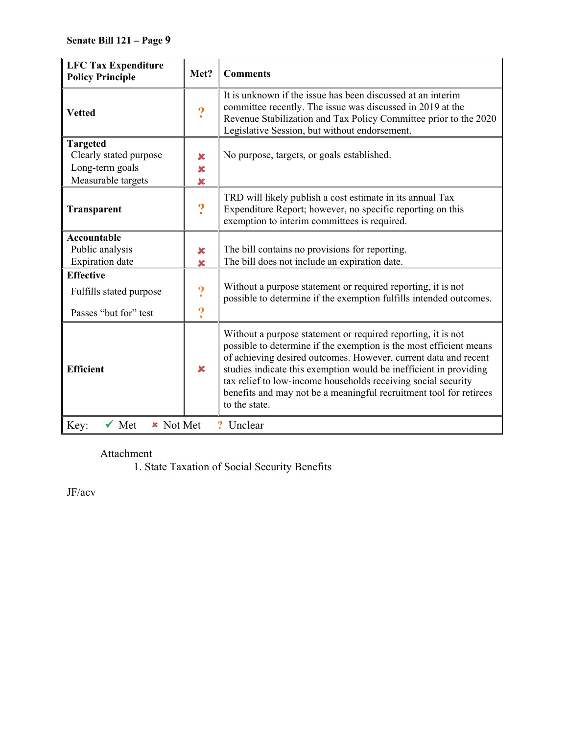| LFC Tax Expenditure Policy Principle | Met? | Comments |
|---|---|---|
| **Vetted** | ? | It is unknown if the issue has been discussed at an interim committee recently. The issue was discussed in 2019 at the Revenue Stabilization and Tax Policy Committee prior to the 2020 Legislative Session, but without endorsement. |
| **Targeted** | | No purpose, targets, or goals established. |
| Clearly stated purpose | ✘ | |
| Long-term goals | ✘ | |
| Measurable targets | ✘ | |
| **Transparent** | ? | TRD will likely publish a cost estimate in its annual Tax Expenditure Report; however, no specific reporting on this exemption to interim committees is required. |
| **Accountable** | | |
| Public analysis | ✘ | The bill contains no provisions for reporting. |
| Expiration date | ✘ | The bill does not include an expiration date. |
| **Effective** | | Without a purpose statement or required reporting, it is not possible to determine if the exemption fulfills intended outcomes. |
| Fulfills stated purpose | ? | |
| Passes "but for" test | ? | |
| **Efficient** | ✘ | Without a purpose statement or required reporting, it is not possible to determine if the exemption is the most efficient means of achieving desired outcomes. However, current data and recent studies indicate this exemption would be inefficient in providing tax relief to low-income households receiving social security benefits and may not be a meaningful recruitment tool for retirees to the state. |

Key: ✓ Met ✘ Not Met ? Unclear

Attachment

1. State Taxation of Social Security Benefits

JF/acv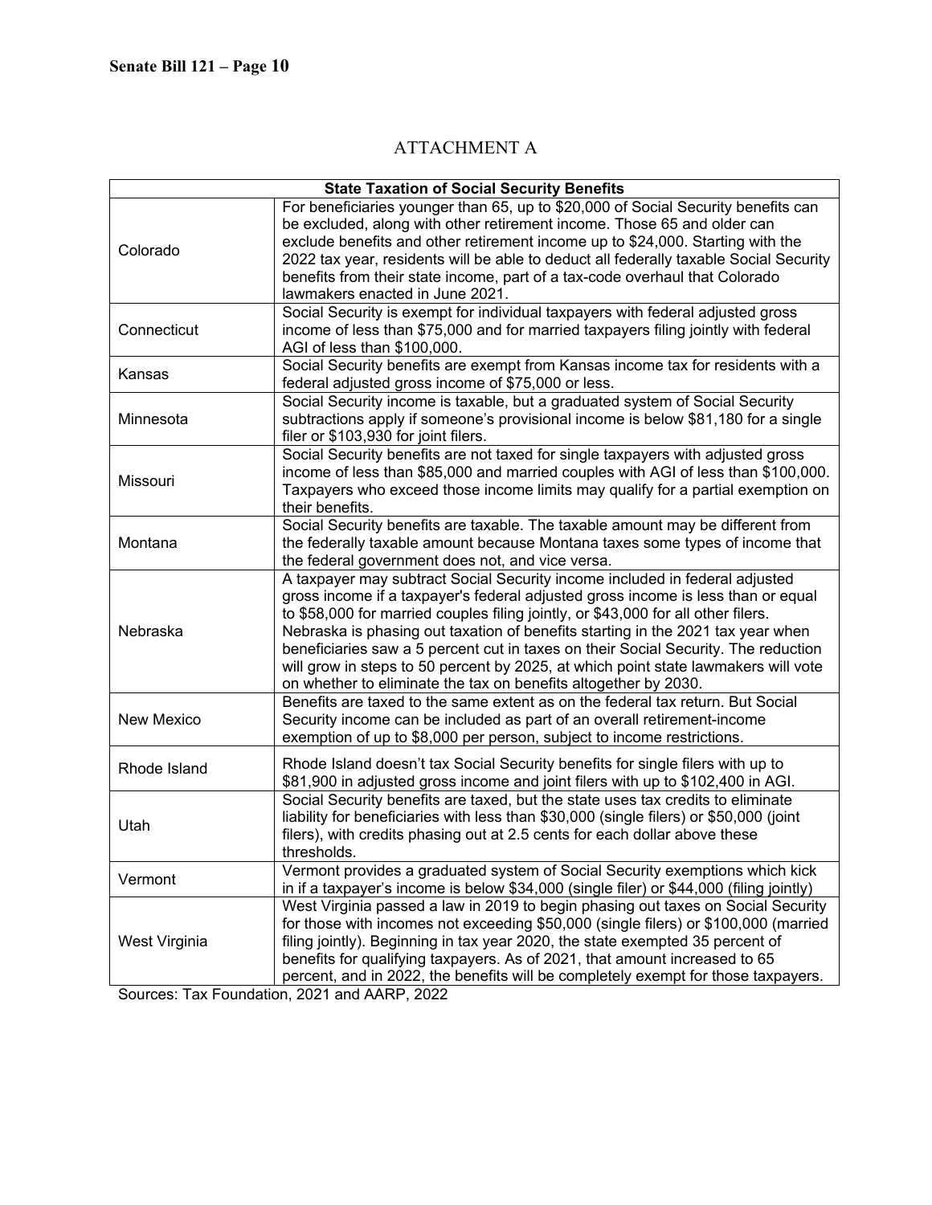## ATTACHMENT A

| State Taxation of Social Security Benefits | |
|---|---|
| Colorado | For beneficiaries younger than 65, up to $20,000 of Social Security benefits can be excluded, along with other retirement income. Those 65 and older can exclude benefits and other retirement income up to $24,000. Starting with the 2022 tax year, residents will be able to deduct all federally taxable Social Security benefits from their state income, part of a tax-code overhaul that Colorado lawmakers enacted in June 2021. |
| Connecticut | Social Security is exempt for individual taxpayers with federal adjusted gross income of less than $75,000 and for married taxpayers filing jointly with federal AGI of less than $100,000. |
| Kansas | Social Security benefits are exempt from Kansas income tax for residents with a federal adjusted gross income of $75,000 or less. |
| Minnesota | Social Security income is taxable, but a graduated system of Social Security subtractions apply if someone's provisional income is below $81,180 for a single filer or $103,930 for joint filers. |
| Missouri | Social Security benefits are not taxed for single taxpayers with adjusted gross income of less than $85,000 and married couples with AGI of less than $100,000. Taxpayers who exceed those income limits may qualify for a partial exemption on their benefits. |
| Montana | Social Security benefits are taxable. The taxable amount may be different from the federally taxable amount because Montana taxes some types of income that the federal government does not, and vice versa. |
| Nebraska | A taxpayer may subtract Social Security income included in federal adjusted gross income if a taxpayer's federal adjusted gross income is less than or equal to $58,000 for married couples filing jointly, or $43,000 for all other filers. Nebraska is phasing out taxation of benefits starting in the 2021 tax year when beneficiaries saw a 5 percent cut in taxes on their Social Security. The reduction will grow in steps to 50 percent by 2025, at which point state lawmakers will vote on whether to eliminate the tax on benefits altogether by 2030. |
| New Mexico | Benefits are taxed to the same extent as on the federal tax return. But Social Security income can be included as part of an overall retirement-income exemption of up to $8,000 per person, subject to income restrictions. |
| Rhode Island | Rhode Island doesn't tax Social Security benefits for single filers with up to $81,900 in adjusted gross income and joint filers with up to $102,400 in AGI. |
| Utah | Social Security benefits are taxed, but the state uses tax credits to eliminate liability for beneficiaries with less than $30,000 (single filers) or $50,000 (joint filers), with credits phasing out at 2.5 cents for each dollar above these thresholds. |
| Vermont | Vermont provides a graduated system of Social Security exemptions which kick in if a taxpayer's income is below $34,000 (single filer) or $44,000 (filing jointly) |
| West Virginia | West Virginia passed a law in 2019 to begin phasing out taxes on Social Security for those with incomes not exceeding $50,000 (single filers) or $100,000 (married filing jointly). Beginning in tax year 2020, the state exempted 35 percent of benefits for qualifying taxpayers. As of 2021, that amount increased to 65 percent, and in 2022, the benefits will be completely exempt for those taxpayers. |

Sources: Tax Foundation, 2021 and AARP, 2022